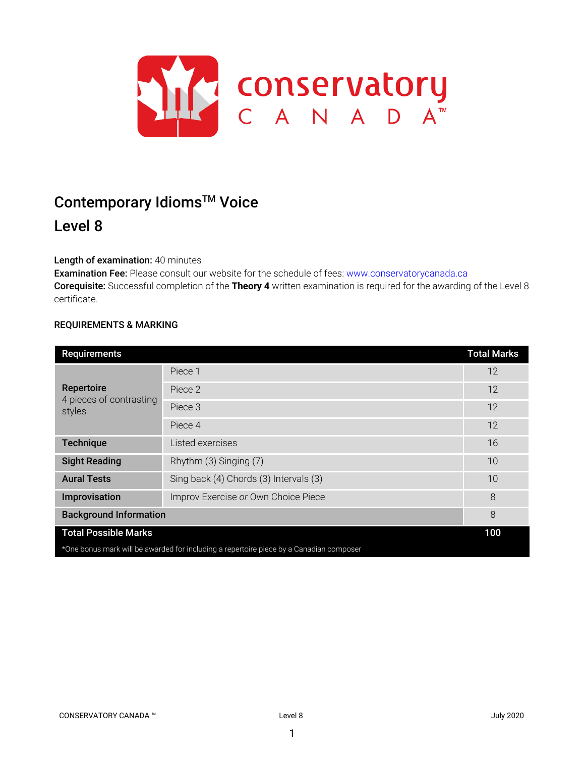# Contemporary Idioms™ Voice

## Level 8

**Length of examination:** 40 minutes
**Examination Fee:** Please consult our website for the schedule of fees: www.conservatorycanada.ca
**Corequisite:** Successful completion of the **Theory 4** written examination is required for the awarding of the Level 8 certificate.

### REQUIREMENTS & MARKING

| Requirements | | Total Marks |
|---|---|---|
| **Repertoire** 4 pieces of contrasting styles | Piece 1 | 12 |
| | Piece 2 | 12 |
| | Piece 3 | 12 |
| | Piece 4 | 12 |
| **Technique** | Listed exercises | 16 |
| **Sight Reading** | Rhythm (3) Singing (7) | 10 |
| **Aural Tests** | Sing back (4) Chords (3) Intervals (3) | 10 |
| **Improvisation** | Improv Exercise *or* Own Choice Piece | 8 |
| **Background Information** | | 8 |
| **Total Possible Marks** | | **100** |

*One bonus mark will be awarded for including a repertoire piece by a Canadian composer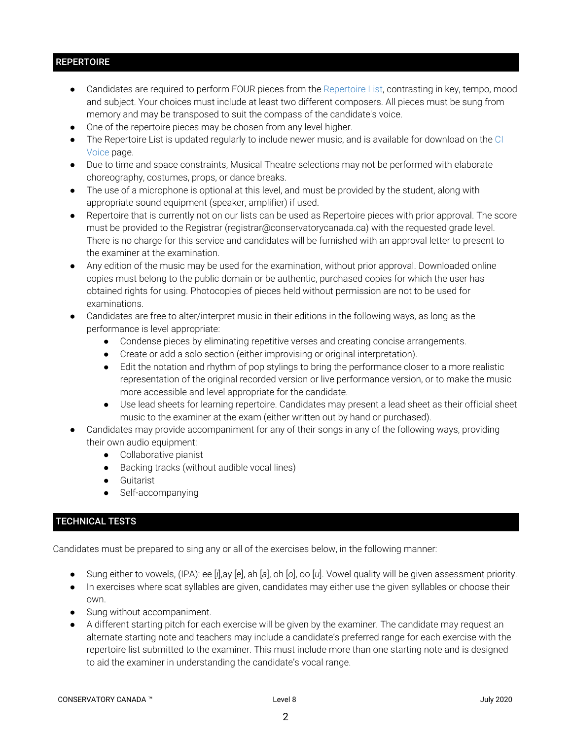## REPERTOIRE

- Candidates are required to perform FOUR pieces from the Repertoire List, contrasting in key, tempo, mood and subject. Your choices must include at least two different composers. All pieces must be sung from memory and may be transposed to suit the compass of the candidate's voice.
- One of the repertoire pieces may be chosen from any level higher.
- The Repertoire List is updated regularly to include newer music, and is available for download on the CI Voice page.
- Due to time and space constraints, Musical Theatre selections may not be performed with elaborate choreography, costumes, props, or dance breaks.
- The use of a microphone is optional at this level, and must be provided by the student, along with appropriate sound equipment (speaker, amplifier) if used.
- Repertoire that is currently not on our lists can be used as Repertoire pieces with prior approval. The score must be provided to the Registrar (registrar@conservatorycanada.ca) with the requested grade level. There is no charge for this service and candidates will be furnished with an approval letter to present to the examiner at the examination.
- Any edition of the music may be used for the examination, without prior approval. Downloaded online copies must belong to the public domain or be authentic, purchased copies for which the user has obtained rights for using. Photocopies of pieces held without permission are not to be used for examinations.
- Candidates are free to alter/interpret music in their editions in the following ways, as long as the performance is level appropriate:
  - Condense pieces by eliminating repetitive verses and creating concise arrangements.
  - Create or add a solo section (either improvising or original interpretation).
  - Edit the notation and rhythm of pop stylings to bring the performance closer to a more realistic representation of the original recorded version or live performance version, or to make the music more accessible and level appropriate for the candidate.
  - Use lead sheets for learning repertoire. Candidates may present a lead sheet as their official sheet music to the examiner at the exam (either written out by hand or purchased).
- Candidates may provide accompaniment for any of their songs in any of the following ways, providing their own audio equipment:
  - Collaborative pianist
  - Backing tracks (without audible vocal lines)
  - Guitarist
  - Self-accompanying

## TECHNICAL TESTS

Candidates must be prepared to sing any or all of the exercises below, in the following manner:

- Sung either to vowels, (IPA): ee [*i*],ay [*e*], ah [*a*], oh [*o*], oo [*u*]. Vowel quality will be given assessment priority.
- In exercises where scat syllables are given, candidates may either use the given syllables or choose their own.
- Sung without accompaniment.
- A different starting pitch for each exercise will be given by the examiner. The candidate may request an alternate starting note and teachers may include a candidate's preferred range for each exercise with the repertoire list submitted to the examiner. This must include more than one starting note and is designed to aid the examiner in understanding the candidate's vocal range.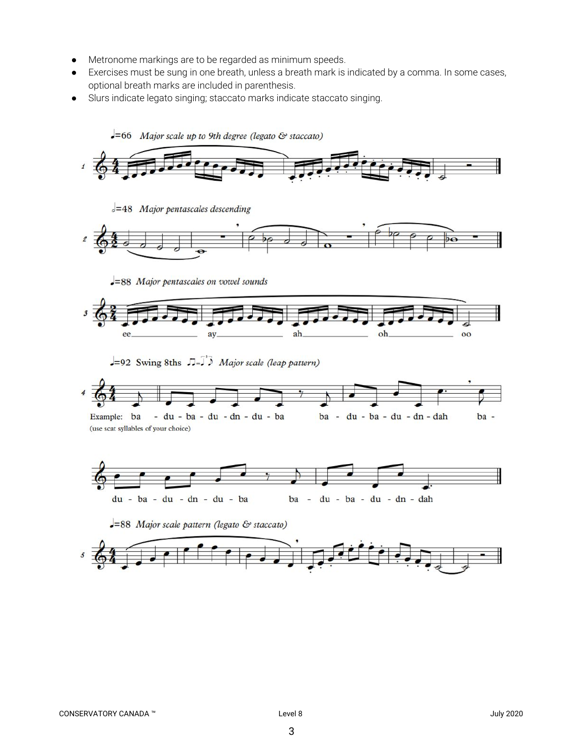- Metronome markings are to be regarded as minimum speeds.
- Exercises must be sung in one breath, unless a breath mark is indicated by a comma. In some cases, optional breath marks are included in parenthesis.
- Slurs indicate legato singing; staccato marks indicate staccato singing.

♩=66 *Major scale up to 9th degree (legato & staccato)*

𝅗𝅥=48 *Major pentascales descending*

♩=88 *Major pentascales on vowel sounds*

ee ay ah oh oo

♩=92 Swing 8ths *Major scale (leap pattern)*

Example: ba - du - ba - du - dn - du - ba ba - du - ba - du - dn - dah ba -

(use scat syllables of your choice)

du - ba - du - dn - du - ba ba - du - ba - du - dn - dah

♩=88 *Major scale pattern (legato & staccato)*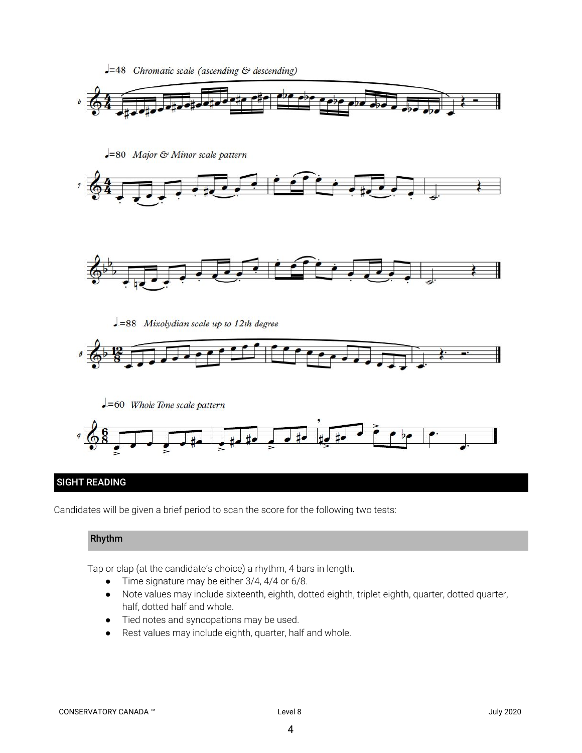♩=48 *Chromatic scale (ascending & descending)*

♩=80 *Major & Minor scale pattern*

♩.=88 *Mixolydian scale up to 12th degree*

♩.=60 *Whole Tone scale pattern*

## SIGHT READING

Candidates will be given a brief period to scan the score for the following two tests:

### Rhythm

Tap or clap (at the candidate's choice) a rhythm, 4 bars in length.

- Time signature may be either 3/4, 4/4 or 6/8.
- Note values may include sixteenth, eighth, dotted eighth, triplet eighth, quarter, dotted quarter, half, dotted half and whole.
- Tied notes and syncopations may be used.
- Rest values may include eighth, quarter, half and whole.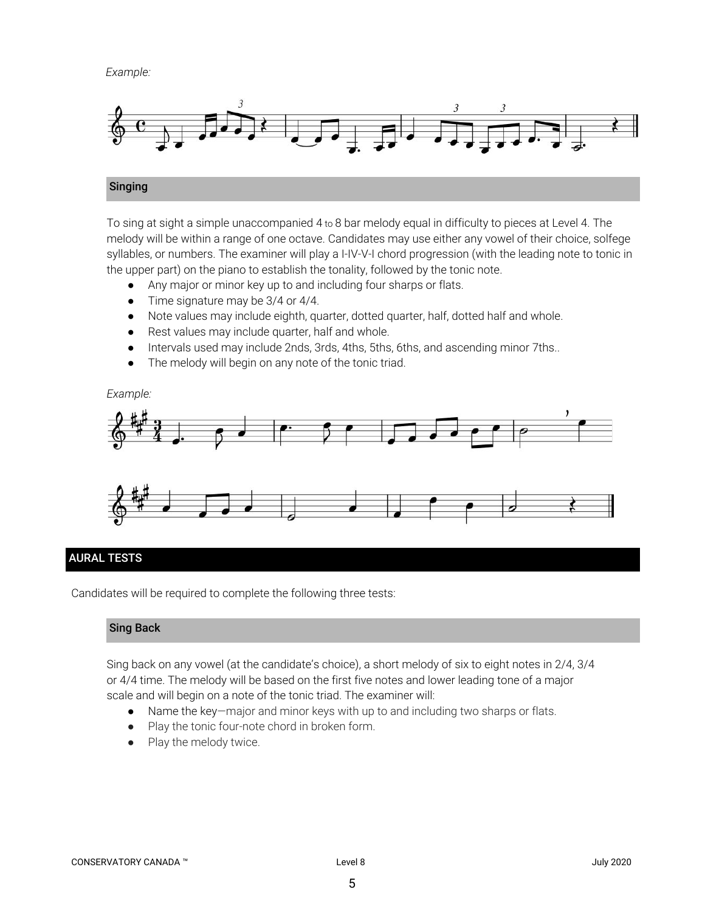*Example:*

## Singing

To sing at sight a simple unaccompanied 4 to 8 bar melody equal in difficulty to pieces at Level 4. The melody will be within a range of one octave. Candidates may use either any vowel of their choice, solfege syllables, or numbers. The examiner will play a I-IV-V-I chord progression (with the leading note to tonic in the upper part) on the piano to establish the tonality, followed by the tonic note.

- Any major or minor key up to and including four sharps or flats.
- Time signature may be 3/4 or 4/4.
- Note values may include eighth, quarter, dotted quarter, half, dotted half and whole.
- Rest values may include quarter, half and whole.
- Intervals used may include 2nds, 3rds, 4ths, 5ths, 6ths, and ascending minor 7ths..
- The melody will begin on any note of the tonic triad.

*Example:*

# AURAL TESTS

Candidates will be required to complete the following three tests:

## Sing Back

Sing back on any vowel (at the candidate's choice), a short melody of six to eight notes in 2/4, 3/4 or 4/4 time. The melody will be based on the first five notes and lower leading tone of a major scale and will begin on a note of the tonic triad. The examiner will:

- Name the key—major and minor keys with up to and including two sharps or flats.
- Play the tonic four-note chord in broken form.
- Play the melody twice.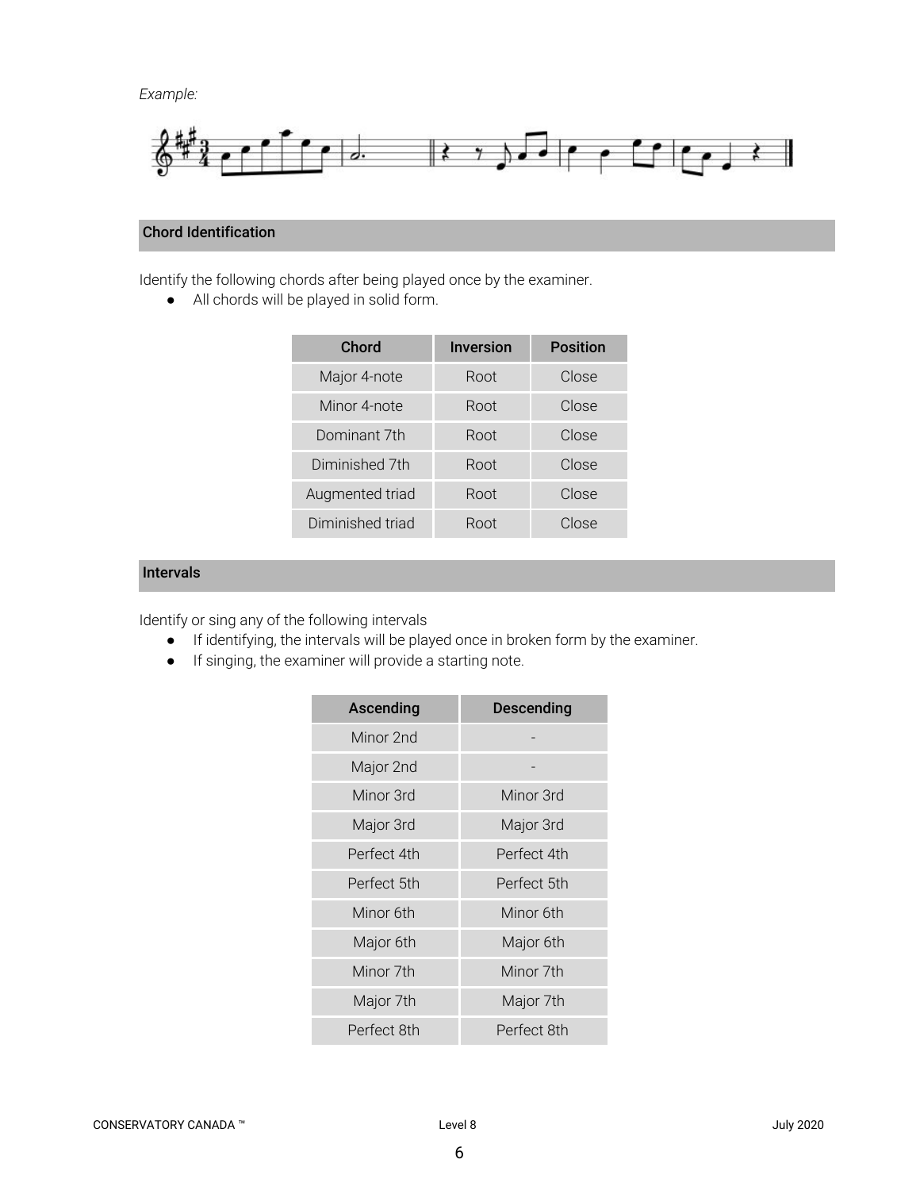*Example:*

## Chord Identification

Identify the following chords after being played once by the examiner.

- All chords will be played in solid form.

| Chord | Inversion | Position |
|---|---|---|
| Major 4-note | Root | Close |
| Minor 4-note | Root | Close |
| Dominant 7th | Root | Close |
| Diminished 7th | Root | Close |
| Augmented triad | Root | Close |
| Diminished triad | Root | Close |

## Intervals

Identify or sing any of the following intervals

- If identifying, the intervals will be played once in broken form by the examiner.
- If singing, the examiner will provide a starting note.

| Ascending | Descending |
|---|---|
| Minor 2nd | - |
| Major 2nd | - |
| Minor 3rd | Minor 3rd |
| Major 3rd | Major 3rd |
| Perfect 4th | Perfect 4th |
| Perfect 5th | Perfect 5th |
| Minor 6th | Minor 6th |
| Major 6th | Major 6th |
| Minor 7th | Minor 7th |
| Major 7th | Major 7th |
| Perfect 8th | Perfect 8th |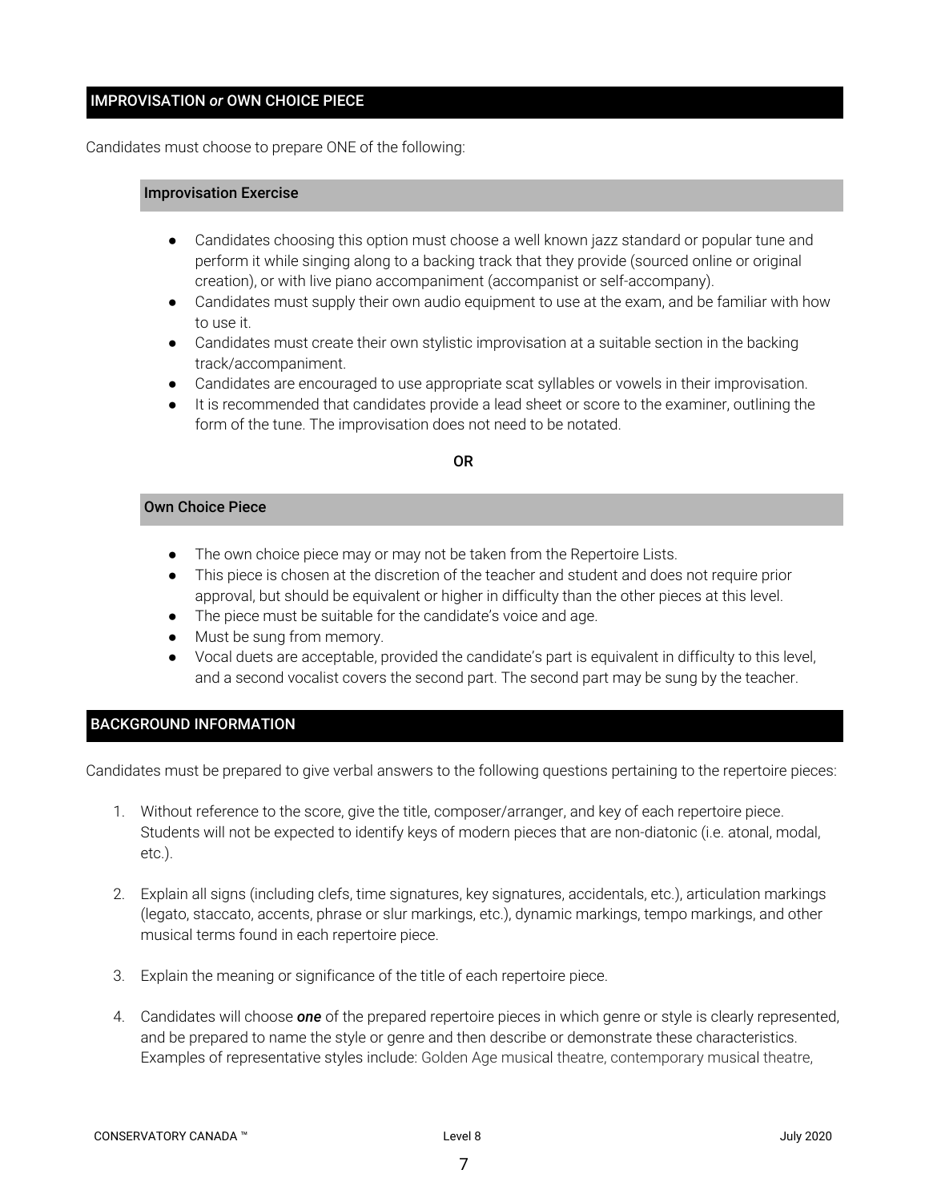## IMPROVISATION *or* OWN CHOICE PIECE

Candidates must choose to prepare ONE of the following:

### Improvisation Exercise

- Candidates choosing this option must choose a well known jazz standard or popular tune and perform it while singing along to a backing track that they provide (sourced online or original creation), or with live piano accompaniment (accompanist or self-accompany).
- Candidates must supply their own audio equipment to use at the exam, and be familiar with how to use it.
- Candidates must create their own stylistic improvisation at a suitable section in the backing track/accompaniment.
- Candidates are encouraged to use appropriate scat syllables or vowels in their improvisation.
- It is recommended that candidates provide a lead sheet or score to the examiner, outlining the form of the tune. The improvisation does not need to be notated.

**OR**

### Own Choice Piece

- The own choice piece may or may not be taken from the Repertoire Lists.
- This piece is chosen at the discretion of the teacher and student and does not require prior approval, but should be equivalent or higher in difficulty than the other pieces at this level.
- The piece must be suitable for the candidate's voice and age.
- Must be sung from memory.
- Vocal duets are acceptable, provided the candidate's part is equivalent in difficulty to this level, and a second vocalist covers the second part. The second part may be sung by the teacher.

## BACKGROUND INFORMATION

Candidates must be prepared to give verbal answers to the following questions pertaining to the repertoire pieces:

1. Without reference to the score, give the title, composer/arranger, and key of each repertoire piece. Students will not be expected to identify keys of modern pieces that are non-diatonic (i.e. atonal, modal, etc.).
2. Explain all signs (including clefs, time signatures, key signatures, accidentals, etc.), articulation markings (legato, staccato, accents, phrase or slur markings, etc.), dynamic markings, tempo markings, and other musical terms found in each repertoire piece.
3. Explain the meaning or significance of the title of each repertoire piece.
4. Candidates will choose ***one*** of the prepared repertoire pieces in which genre or style is clearly represented, and be prepared to name the style or genre and then describe or demonstrate these characteristics. Examples of representative styles include: Golden Age musical theatre, contemporary musical theatre,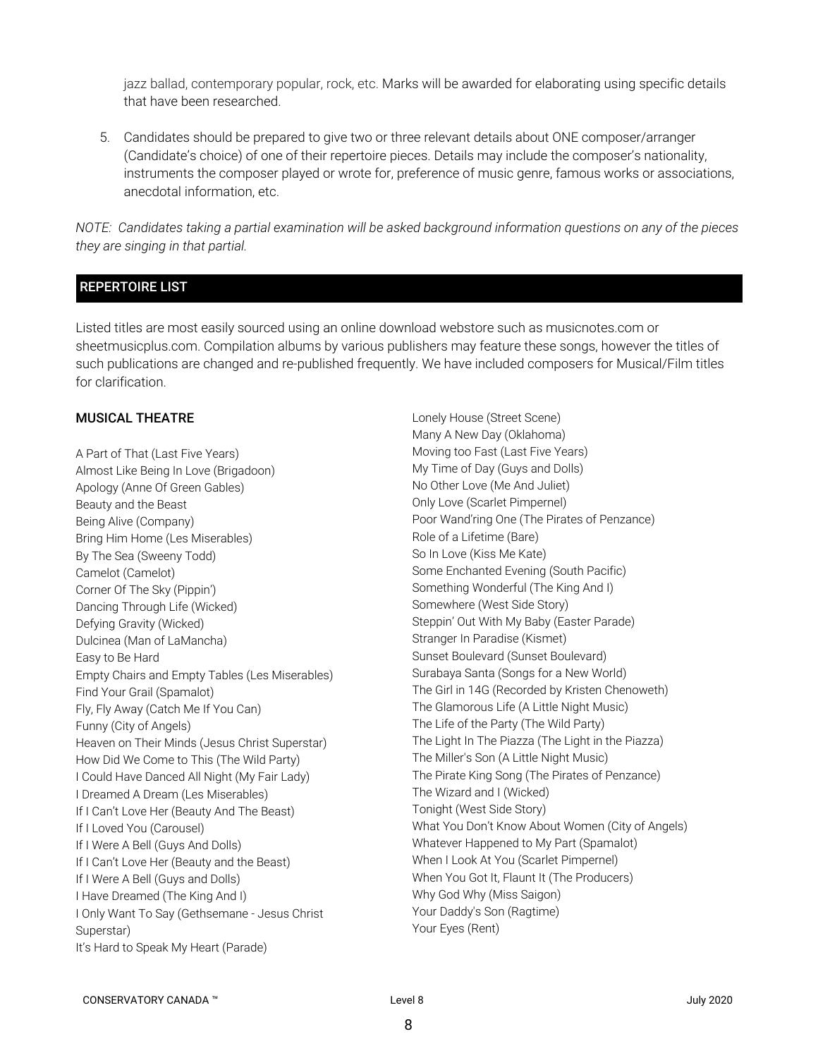jazz ballad, contemporary popular, rock, etc. Marks will be awarded for elaborating using specific details that have been researched.

5. Candidates should be prepared to give two or three relevant details about ONE composer/arranger (Candidate's choice) of one of their repertoire pieces. Details may include the composer's nationality, instruments the composer played or wrote for, preference of music genre, famous works or associations, anecdotal information, etc.

*NOTE: Candidates taking a partial examination will be asked background information questions on any of the pieces they are singing in that partial.*

## REPERTOIRE LIST

Listed titles are most easily sourced using an online download webstore such as musicnotes.com or sheetmusicplus.com. Compilation albums by various publishers may feature these songs, however the titles of such publications are changed and re-published frequently. We have included composers for Musical/Film titles for clarification.

### MUSICAL THEATRE

A Part of That (Last Five Years)
Almost Like Being In Love (Brigadoon)
Apology (Anne Of Green Gables)
Beauty and the Beast
Being Alive (Company)
Bring Him Home (Les Miserables)
By The Sea (Sweeny Todd)
Camelot (Camelot)
Corner Of The Sky (Pippin')
Dancing Through Life (Wicked)
Defying Gravity (Wicked)
Dulcinea (Man of LaMancha)
Easy to Be Hard
Empty Chairs and Empty Tables (Les Miserables)
Find Your Grail (Spamalot)
Fly, Fly Away (Catch Me If You Can)
Funny (City of Angels)
Heaven on Their Minds (Jesus Christ Superstar)
How Did We Come to This (The Wild Party)
I Could Have Danced All Night (My Fair Lady)
I Dreamed A Dream (Les Miserables)
If I Can't Love Her (Beauty And The Beast)
If I Loved You (Carousel)
If I Were A Bell (Guys And Dolls)
If I Can't Love Her (Beauty and the Beast)
If I Were A Bell (Guys and Dolls)
I Have Dreamed (The King And I)
I Only Want To Say (Gethsemane - Jesus Christ Superstar)
It's Hard to Speak My Heart (Parade)
Lonely House (Street Scene)
Many A New Day (Oklahoma)
Moving too Fast (Last Five Years)
My Time of Day (Guys and Dolls)
No Other Love (Me And Juliet)
Only Love (Scarlet Pimpernel)
Poor Wand'ring One (The Pirates of Penzance)
Role of a Lifetime (Bare)
So In Love (Kiss Me Kate)
Some Enchanted Evening (South Pacific)
Something Wonderful (The King And I)
Somewhere (West Side Story)
Steppin' Out With My Baby (Easter Parade)
Stranger In Paradise (Kismet)
Sunset Boulevard (Sunset Boulevard)
Surabaya Santa (Songs for a New World)
The Girl in 14G (Recorded by Kristen Chenoweth)
The Glamorous Life (A Little Night Music)
The Life of the Party (The Wild Party)
The Light In The Piazza (The Light in the Piazza)
The Miller's Son (A Little Night Music)
The Pirate King Song (The Pirates of Penzance)
The Wizard and I (Wicked)
Tonight (West Side Story)
What You Don't Know About Women (City of Angels)
Whatever Happened to My Part (Spamalot)
When I Look At You (Scarlet Pimpernel)
When You Got It, Flaunt It (The Producers)
Why God Why (Miss Saigon)
Your Daddy's Son (Ragtime)
Your Eyes (Rent)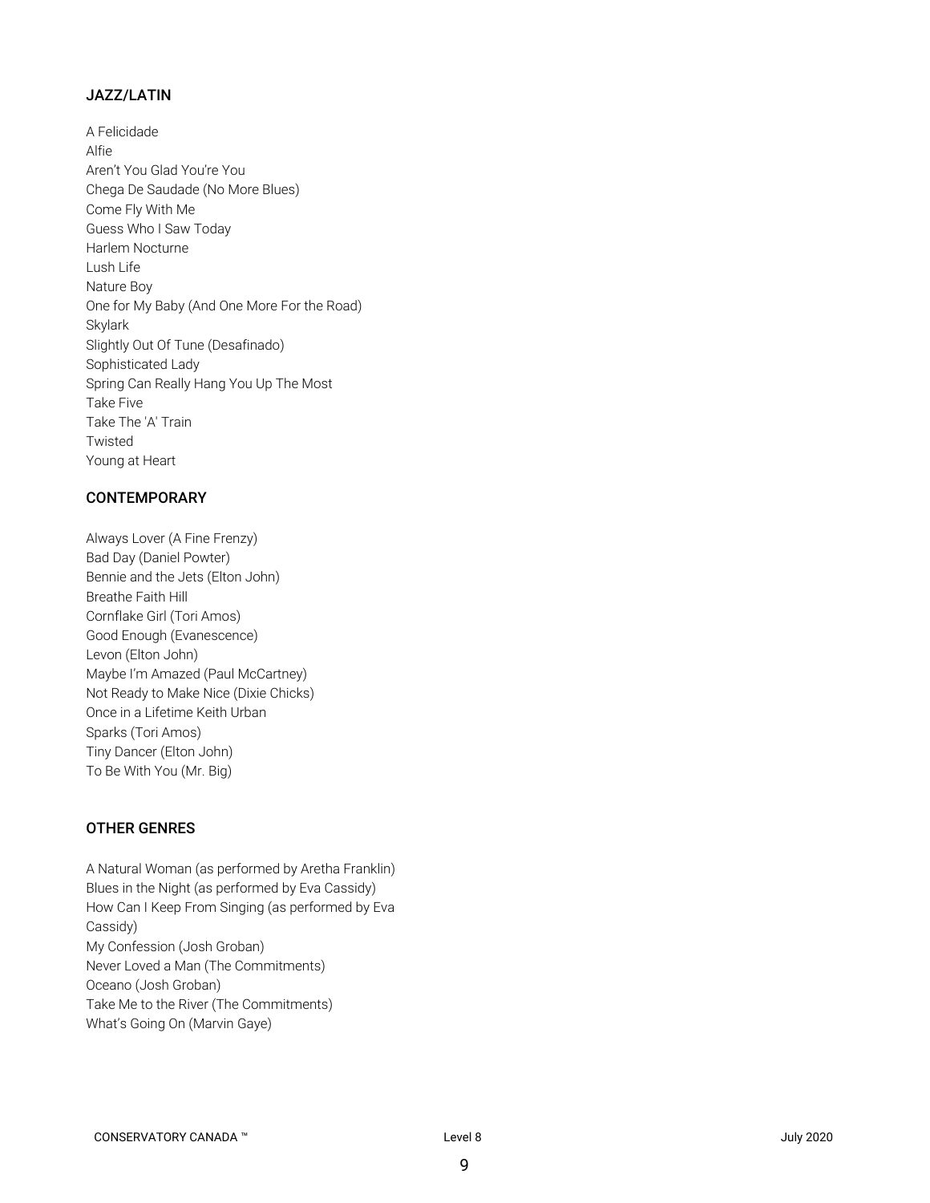## JAZZ/LATIN

A Felicidade
Alfie
Aren't You Glad You're You
Chega De Saudade (No More Blues)
Come Fly With Me
Guess Who I Saw Today
Harlem Nocturne
Lush Life
Nature Boy
One for My Baby (And One More For the Road)
Skylark
Slightly Out Of Tune (Desafinado)
Sophisticated Lady
Spring Can Really Hang You Up The Most
Take Five
Take The 'A' Train
Twisted
Young at Heart

## CONTEMPORARY

Always Lover (A Fine Frenzy)
Bad Day (Daniel Powter)
Bennie and the Jets (Elton John)
Breathe Faith Hill
Cornflake Girl (Tori Amos)
Good Enough (Evanescence)
Levon (Elton John)
Maybe I'm Amazed (Paul McCartney)
Not Ready to Make Nice (Dixie Chicks)
Once in a Lifetime Keith Urban
Sparks (Tori Amos)
Tiny Dancer (Elton John)
To Be With You (Mr. Big)

## OTHER GENRES

A Natural Woman (as performed by Aretha Franklin)
Blues in the Night (as performed by Eva Cassidy)
How Can I Keep From Singing (as performed by Eva Cassidy)
My Confession (Josh Groban)
Never Loved a Man (The Commitments)
Oceano (Josh Groban)
Take Me to the River (The Commitments)
What's Going On (Marvin Gaye)